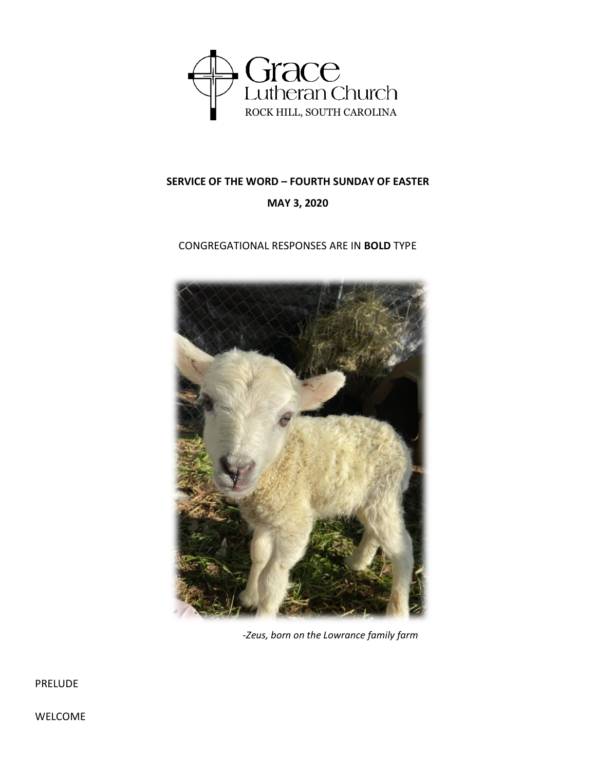Grace Lutheran Church

ROCK HILL, SOUTH CAROLINA

**SERVICE OF THE WORD – FOURTH SUNDAY OF EASTER**

**MAY 3, 2020**

CONGREGATIONAL RESPONSES ARE IN **BOLD** TYPE

*-Zeus, born on the Lowrance family farm*

PRELUDE

WELCOME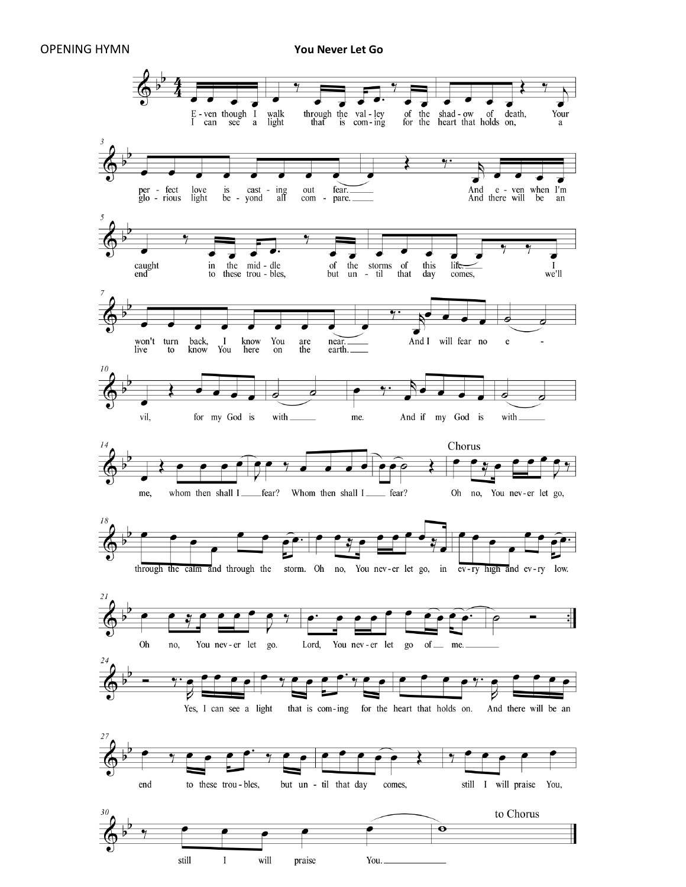OPENING HYMN

**You Never Let Go**

E-ven though I walk through the val-ley of the shad-ow of death, Your per-fect love is cast-ing out fear. And e-ven when I'm caught in the mid-dle of the storms of this life, I won't turn back, I know You are near.

I can see a light that is com-ing for the heart that holds on, a glo-rious light be-yond all com-pare. And there will be an end to these trou-bles, but un-til that day comes, we'll live to know You here on the earth.

And I will fear no e-vil, for my God is with me. And if my God is with me, whom then shall I fear? Whom then shall I fear?

Chorus

Oh no, You nev-er let go, through the calm and through the storm. Oh no, You nev-er let go, in ev-ry high and ev-ry low. Oh no, You nev-er let go. Lord, You nev-er let go of me.

Yes, I can see a light that is com-ing for the heart that holds on. And there will be an end to these trou-bles, but un-til that day comes, still I will praise You, still I will praise You.

to Chorus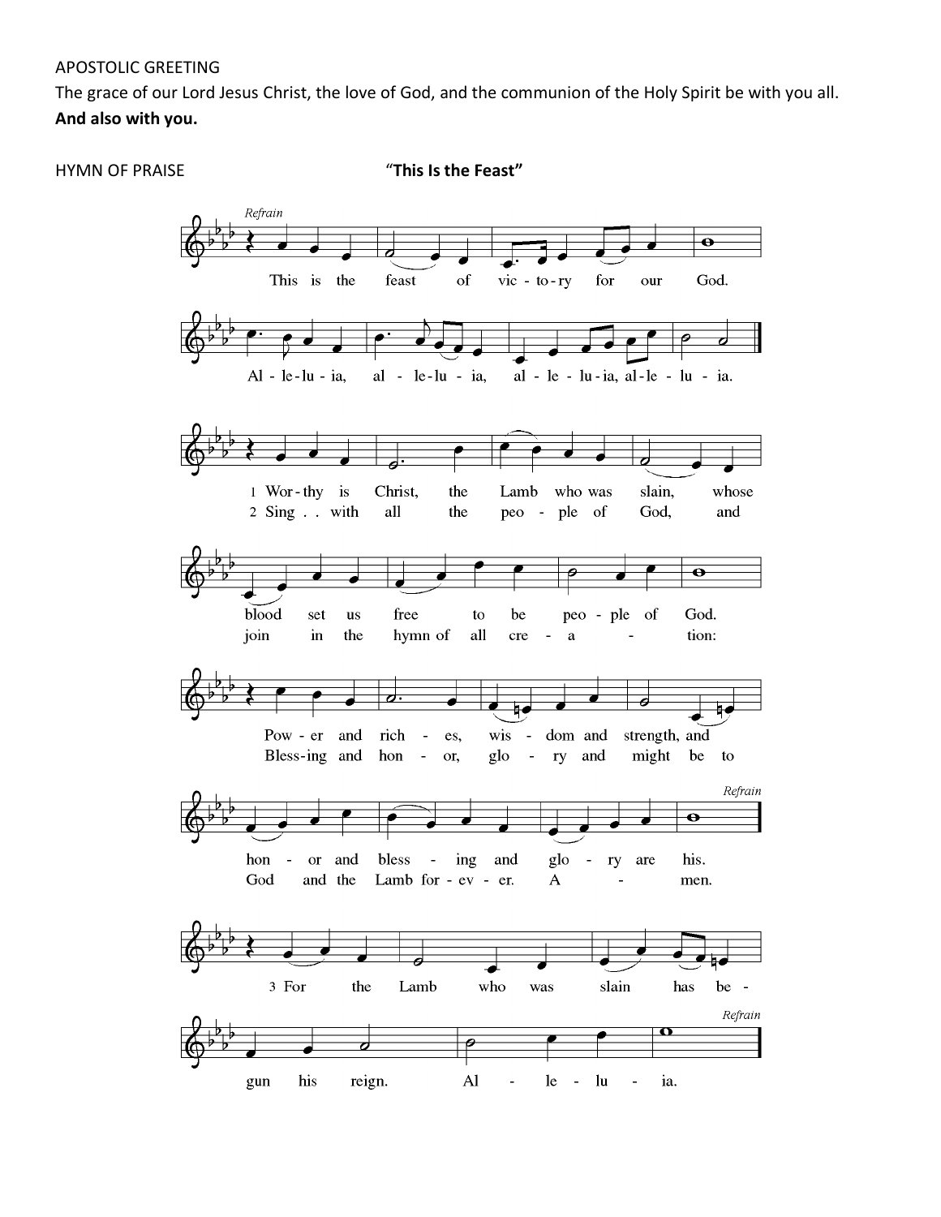APOSTOLIC GREETING

The grace of our Lord Jesus Christ, the love of God, and the communion of the Holy Spirit be with you all.

**And also with you.**

HYMN OF PRAISE **"This Is the Feast"**

*Refrain*

This is the feast of victory for our God.
Alleluia, alleluia, alleluia, alleluia.

1 Worthy is Christ, the Lamb who was slain, whose blood set us free to be people of God.
Power and riches, wisdom and strength, and honor and blessing and glory are his. *Refrain*

2 Sing with all the people of God, and join in the hymn of all creation:
Blessing and honor, glory and might be to God and the Lamb forever. Amen. *Refrain*

3 For the Lamb who was slain has begun his reign. Alleluia. *Refrain*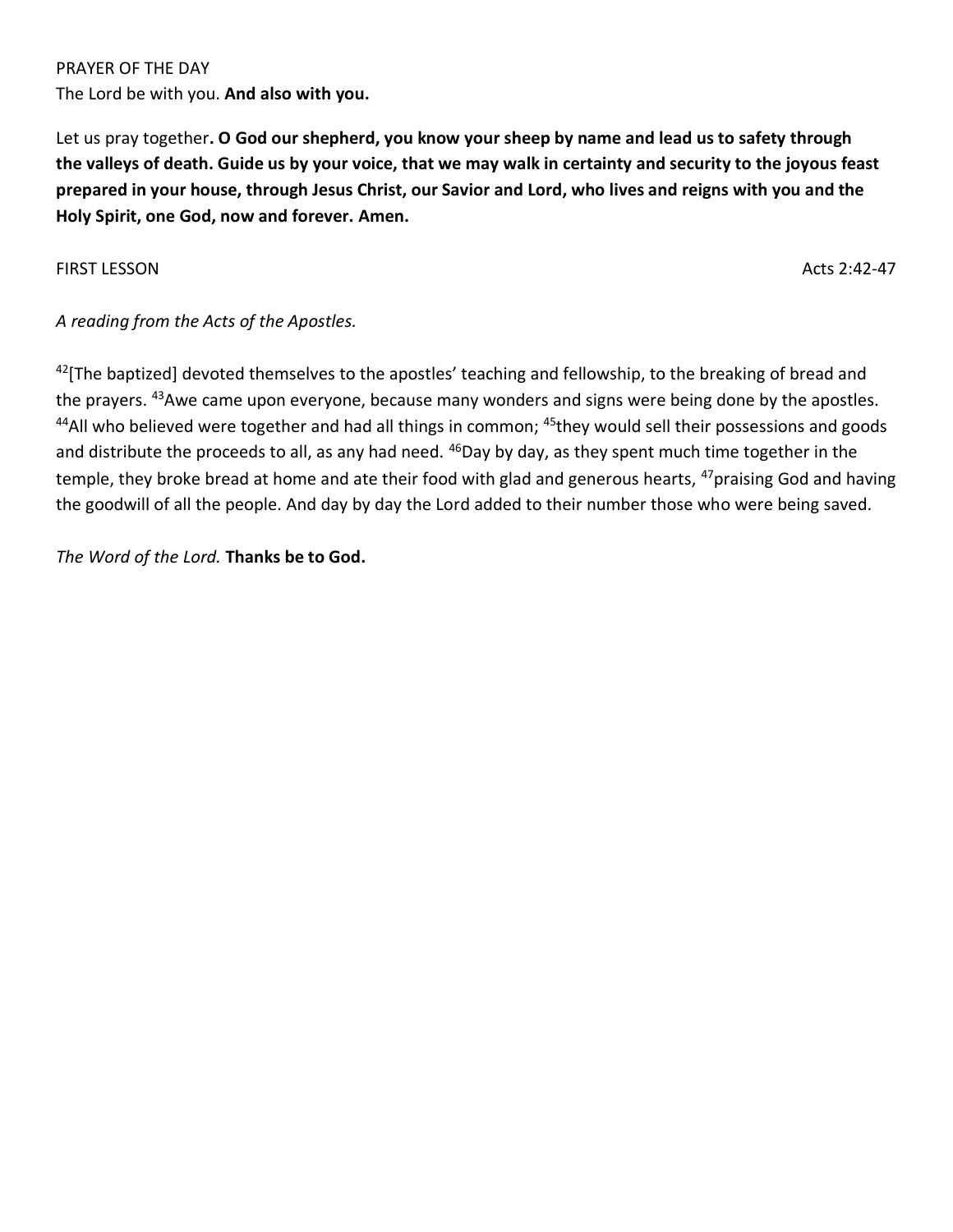PRAYER OF THE DAY

The Lord be with you. **And also with you.**

Let us pray together**. O God our shepherd, you know your sheep by name and lead us to safety through the valleys of death. Guide us by your voice, that we may walk in certainty and security to the joyous feast prepared in your house, through Jesus Christ, our Savior and Lord, who lives and reigns with you and the Holy Spirit, one God, now and forever. Amen.**

FIRST LESSON Acts 2:42-47

*A reading from the Acts of the Apostles.*

[42][The baptized] devoted themselves to the apostles' teaching and fellowship, to the breaking of bread and the prayers. [43]Awe came upon everyone, because many wonders and signs were being done by the apostles. [44]All who believed were together and had all things in common; [45]they would sell their possessions and goods and distribute the proceeds to all, as any had need. [46]Day by day, as they spent much time together in the temple, they broke bread at home and ate their food with glad and generous hearts, [47]praising God and having the goodwill of all the people. And day by day the Lord added to their number those who were being saved.

*The Word of the Lord.* **Thanks be to God.**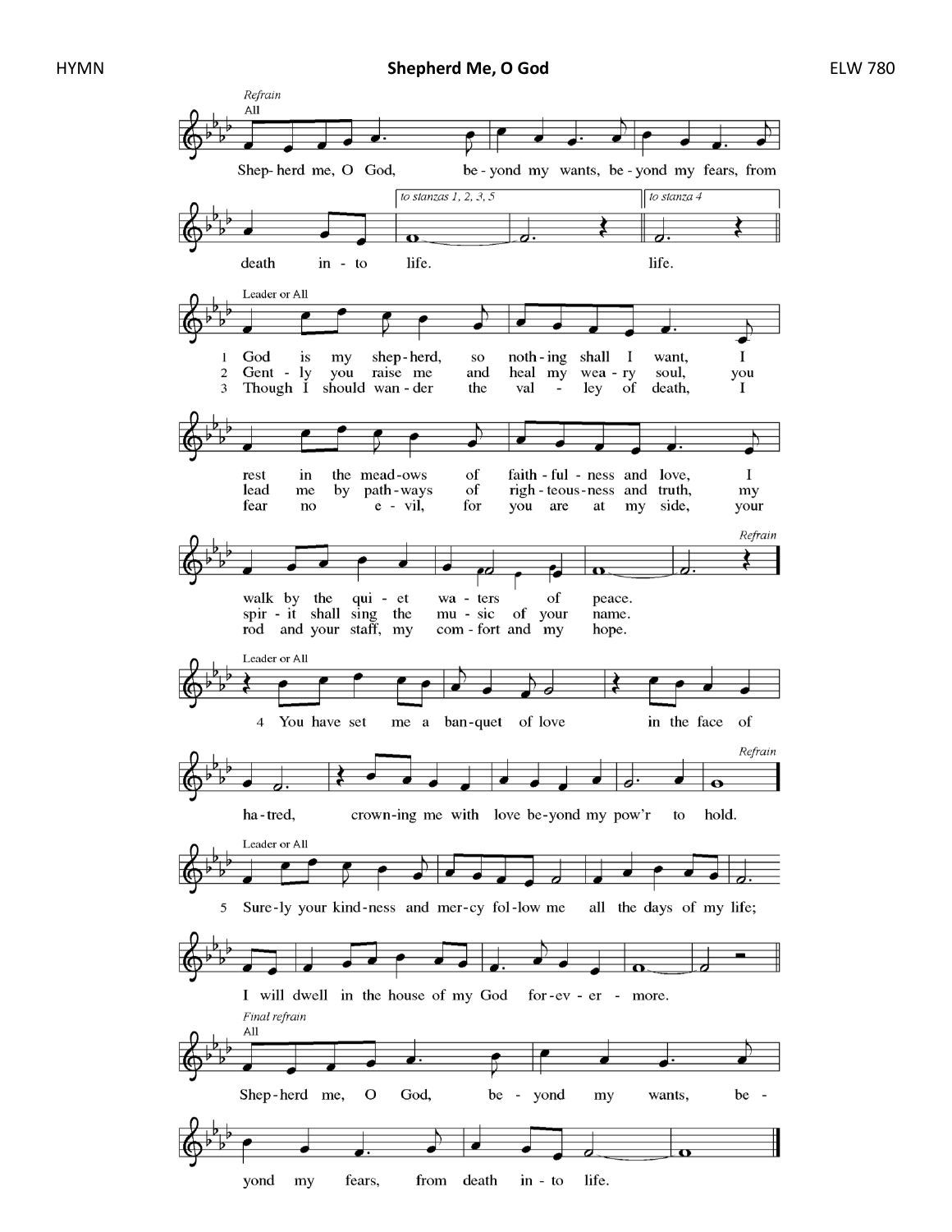HYMN **Shepherd Me, O God** ELW 780

*Refrain*
All

Shep-herd me, O God, be-yond my wants, be-yond my fears, from death in-to life.

*to stanzas 1, 2, 3, 5* | *to stanza 4*

life.

Leader or All

1 God is my shep-herd, so noth-ing shall I want, I rest in the mead-ows of faith-ful-ness and love, I walk by the qui-et wa-ters of peace.

2 Gent-ly you raise me and heal my wea-ry soul, you lead me by path-ways of righ-teous-ness and truth, my spir-it shall sing the mu-sic of your name.

3 Though I should wan-der the val-ley of death, I fear no e-vil, for you are at my side, your rod and your staff, my com-fort and my hope.

*Refrain*

Leader or All

4 You have set me a ban-quet of love in the face of ha-tred, crown-ing me with love be-yond my pow'r to hold.

*Refrain*

Leader or All

5 Sure-ly your kind-ness and mer-cy fol-low me all the days of my life; I will dwell in the house of my God for-ev-er-more.

*Final refrain*
All

Shep-herd me, O God, be-yond my wants, be-yond my fears, from death in-to life.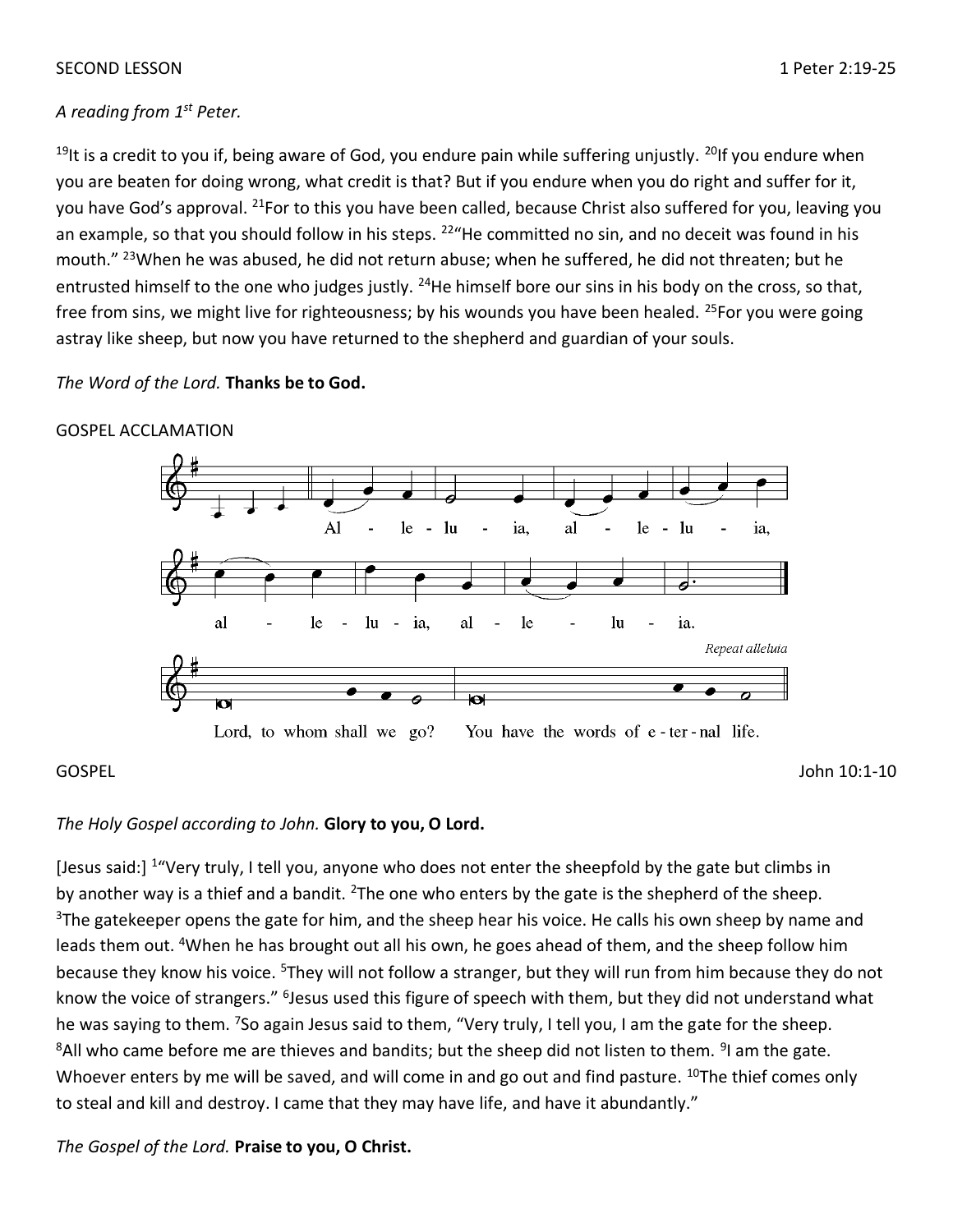SECOND LESSON 1 Peter 2:19-25

*A reading from 1st Peter.*

[19]It is a credit to you if, being aware of God, you endure pain while suffering unjustly. [20]If you endure when you are beaten for doing wrong, what credit is that? But if you endure when you do right and suffer for it, you have God's approval. [21]For to this you have been called, because Christ also suffered for you, leaving you an example, so that you should follow in his steps. [22]"He committed no sin, and no deceit was found in his mouth." [23]When he was abused, he did not return abuse; when he suffered, he did not threaten; but he entrusted himself to the one who judges justly. [24]He himself bore our sins in his body on the cross, so that, free from sins, we might live for righteousness; by his wounds you have been healed. [25]For you were going astray like sheep, but now you have returned to the shepherd and guardian of your souls.

*The Word of the Lord.* **Thanks be to God.**

GOSPEL ACCLAMATION

Alleluia, alleluia, alleluia, alleluia.

*Repeat alleluia*

Lord, to whom shall we go? You have the words of eternal life.

GOSPEL John 10:1-10

*The Holy Gospel according to John.* **Glory to you, O Lord.**

[Jesus said:] [1]"Very truly, I tell you, anyone who does not enter the sheepfold by the gate but climbs in by another way is a thief and a bandit. [2]The one who enters by the gate is the shepherd of the sheep. [3]The gatekeeper opens the gate for him, and the sheep hear his voice. He calls his own sheep by name and leads them out. [4]When he has brought out all his own, he goes ahead of them, and the sheep follow him because they know his voice. [5]They will not follow a stranger, but they will run from him because they do not know the voice of strangers." [6]Jesus used this figure of speech with them, but they did not understand what he was saying to them. [7]So again Jesus said to them, "Very truly, I tell you, I am the gate for the sheep. [8]All who came before me are thieves and bandits; but the sheep did not listen to them. [9]I am the gate. Whoever enters by me will be saved, and will come in and go out and find pasture. [10]The thief comes only to steal and kill and destroy. I came that they may have life, and have it abundantly."

*The Gospel of the Lord.* **Praise to you, O Christ.**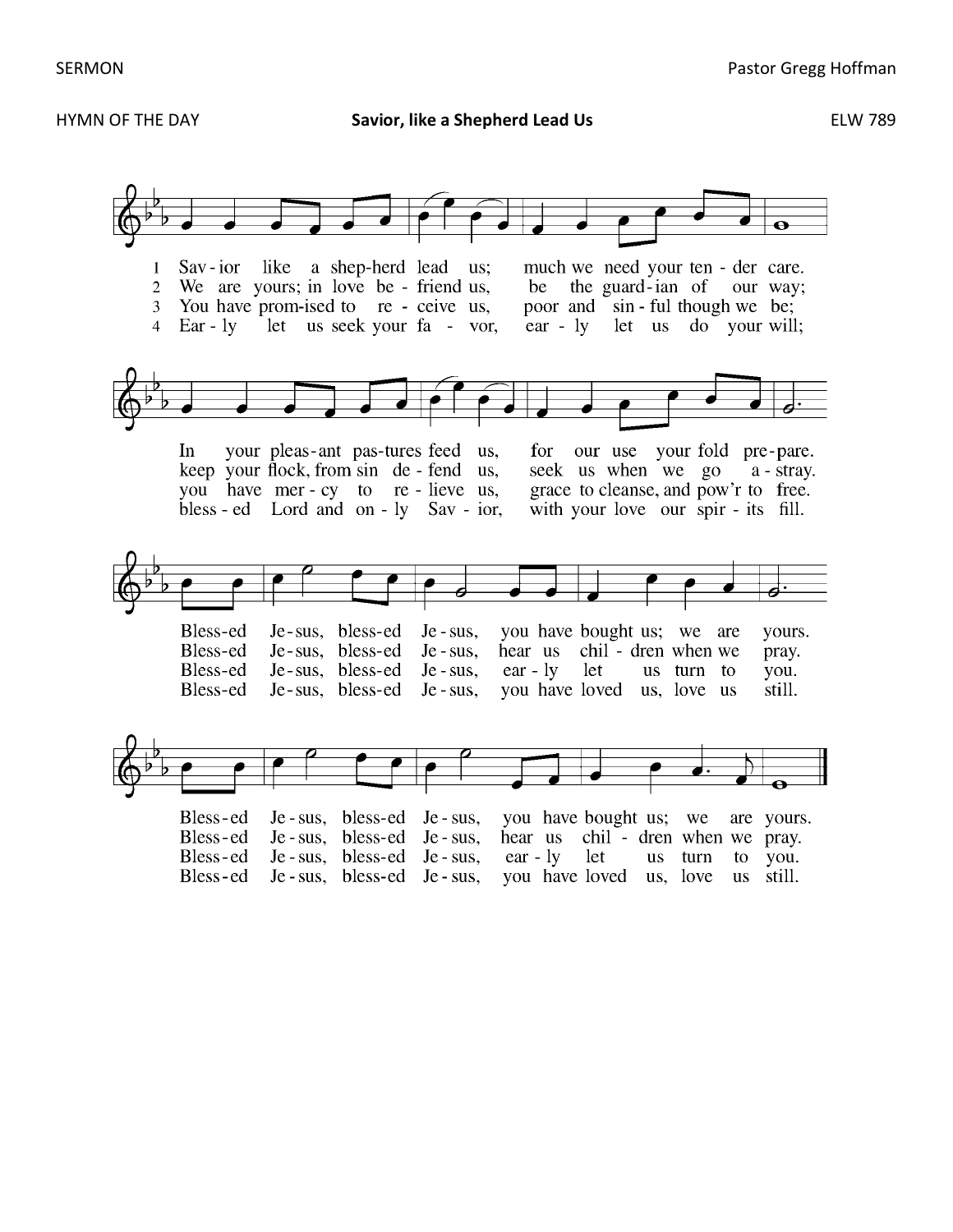SERMON Pastor Gregg Hoffman

HYMN OF THE DAY **Savior, like a Shepherd Lead Us** ELW 789

1 Sav-ior like a shep-herd lead us; much we need your ten-der care.
In your pleas-ant pas-tures feed us, for our use your fold pre-pare.
Bless-ed Je-sus, bless-ed Je-sus, you have bought us; we are yours.
Bless-ed Je-sus, bless-ed Je-sus, you have bought us; we are yours.

2 We are yours; in love be-friend us, be the guard-ian of our way;
keep your flock, from sin de-fend us, seek us when we go a-stray.
Bless-ed Je-sus, bless-ed Je-sus, hear us chil-dren when we pray.
Bless-ed Je-sus, bless-ed Je-sus, hear us chil-dren when we pray.

3 You have prom-ised to re-ceive us, poor and sin-ful though we be;
you have mer-cy to re-lieve us, grace to cleanse, and pow'r to free.
Bless-ed Je-sus, bless-ed Je-sus, ear-ly let us turn to you.
Bless-ed Je-sus, bless-ed Je-sus, ear-ly let us turn to you.

4 Ear-ly let us seek your fa-vor, ear-ly let us do your will;
bless-ed Lord and on-ly Sav-ior, with your love our spir-its fill.
Bless-ed Je-sus, bless-ed Je-sus, you have loved us, love us still.
Bless-ed Je-sus, bless-ed Je-sus, you have loved us, love us still.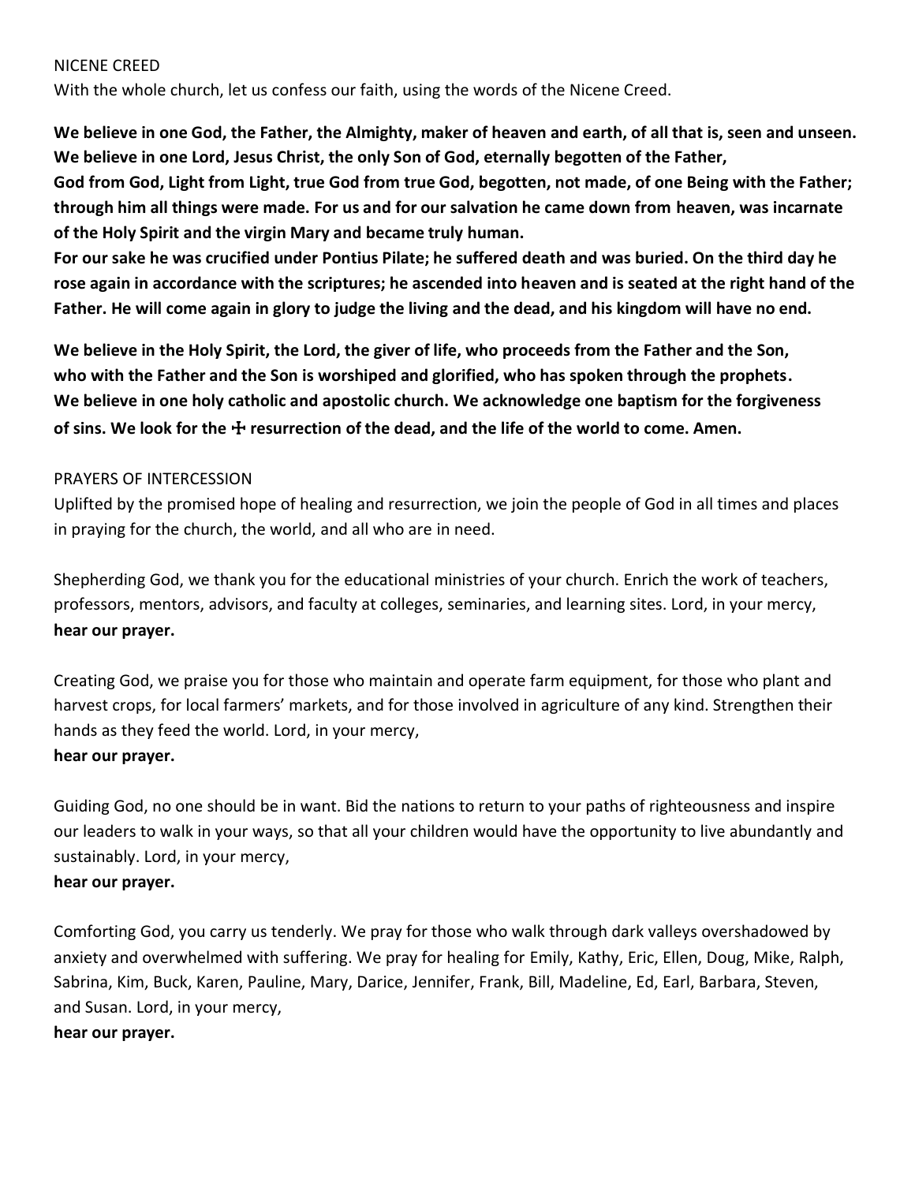NICENE CREED

With the whole church, let us confess our faith, using the words of the Nicene Creed.

**We believe in one God, the Father, the Almighty, maker of heaven and earth, of all that is, seen and unseen. We believe in one Lord, Jesus Christ, the only Son of God, eternally begotten of the Father,**
**God from God, Light from Light, true God from true God, begotten, not made, of one Being with the Father; through him all things were made. For us and for our salvation he came down from heaven, was incarnate of the Holy Spirit and the virgin Mary and became truly human.**
**For our sake he was crucified under Pontius Pilate; he suffered death and was buried. On the third day he rose again in accordance with the scriptures; he ascended into heaven and is seated at the right hand of the Father. He will come again in glory to judge the living and the dead, and his kingdom will have no end.**

**We believe in the Holy Spirit, the Lord, the giver of life, who proceeds from the Father and the Son, who with the Father and the Son is worshiped and glorified, who has spoken through the prophets. We believe in one holy catholic and apostolic church. We acknowledge one baptism for the forgiveness of sins. We look for the ☩ resurrection of the dead, and the life of the world to come. Amen.**

PRAYERS OF INTERCESSION

Uplifted by the promised hope of healing and resurrection, we join the people of God in all times and places in praying for the church, the world, and all who are in need.

Shepherding God, we thank you for the educational ministries of your church. Enrich the work of teachers, professors, mentors, advisors, and faculty at colleges, seminaries, and learning sites. Lord, in your mercy,
**hear our prayer.**

Creating God, we praise you for those who maintain and operate farm equipment, for those who plant and harvest crops, for local farmers' markets, and for those involved in agriculture of any kind. Strengthen their hands as they feed the world. Lord, in your mercy,
**hear our prayer.**

Guiding God, no one should be in want. Bid the nations to return to your paths of righteousness and inspire our leaders to walk in your ways, so that all your children would have the opportunity to live abundantly and sustainably. Lord, in your mercy,
**hear our prayer.**

Comforting God, you carry us tenderly. We pray for those who walk through dark valleys overshadowed by anxiety and overwhelmed with suffering. We pray for healing for Emily, Kathy, Eric, Ellen, Doug, Mike, Ralph, Sabrina, Kim, Buck, Karen, Pauline, Mary, Darice, Jennifer, Frank, Bill, Madeline, Ed, Earl, Barbara, Steven, and Susan. Lord, in your mercy,
**hear our prayer.**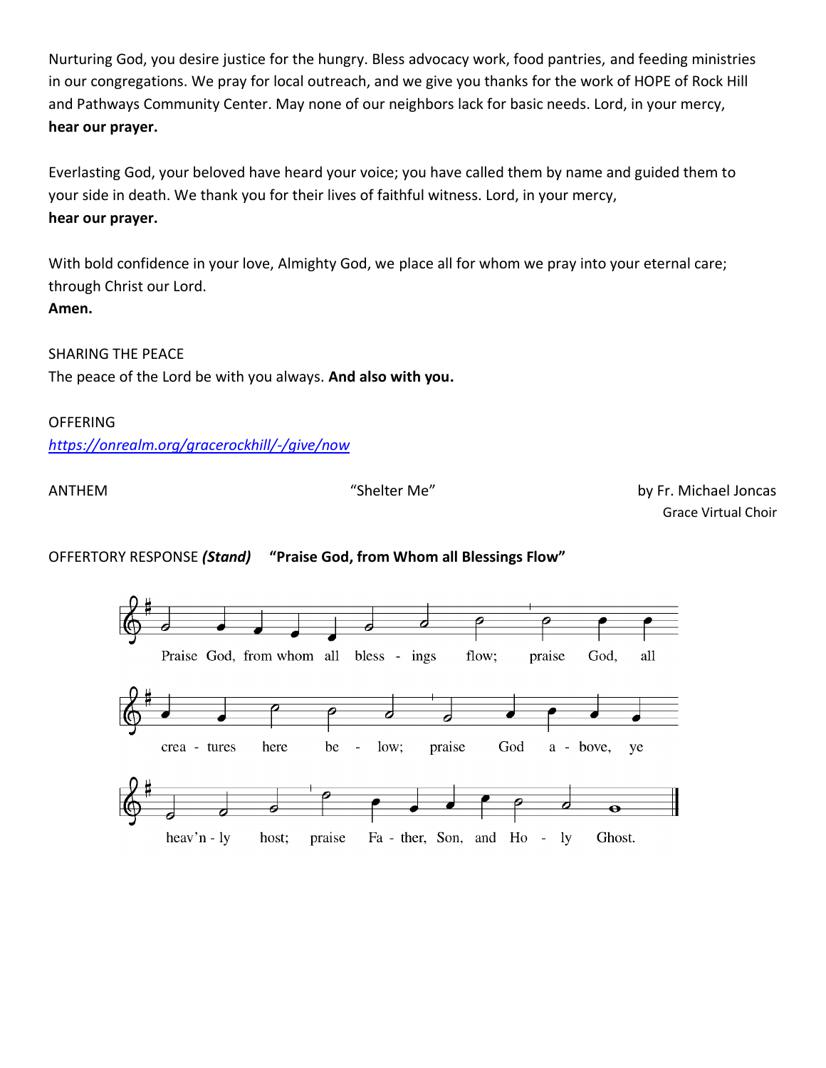Nurturing God, you desire justice for the hungry. Bless advocacy work, food pantries, and feeding ministries in our congregations. We pray for local outreach, and we give you thanks for the work of HOPE of Rock Hill and Pathways Community Center. May none of our neighbors lack for basic needs. Lord, in your mercy,
**hear our prayer.**

Everlasting God, your beloved have heard your voice; you have called them by name and guided them to your side in death. We thank you for their lives of faithful witness. Lord, in your mercy,
**hear our prayer.**

With bold confidence in your love, Almighty God, we place all for whom we pray into your eternal care; through Christ our Lord.
**Amen.**

SHARING THE PEACE
The peace of the Lord be with you always. **And also with you.**

OFFERING
*https://onrealm.org/gracerockhill/-/give/now*

ANTHEM "Shelter Me" by Fr. Michael Joncas
Grace Virtual Choir

OFFERTORY RESPONSE ***(Stand)*** **"Praise God, from Whom all Blessings Flow"**

Praise God, from whom all bless - ings flow; praise God, all crea - tures here be - low; praise God a - bove, ye heav'n - ly host; praise Fa - ther, Son, and Ho - ly Ghost.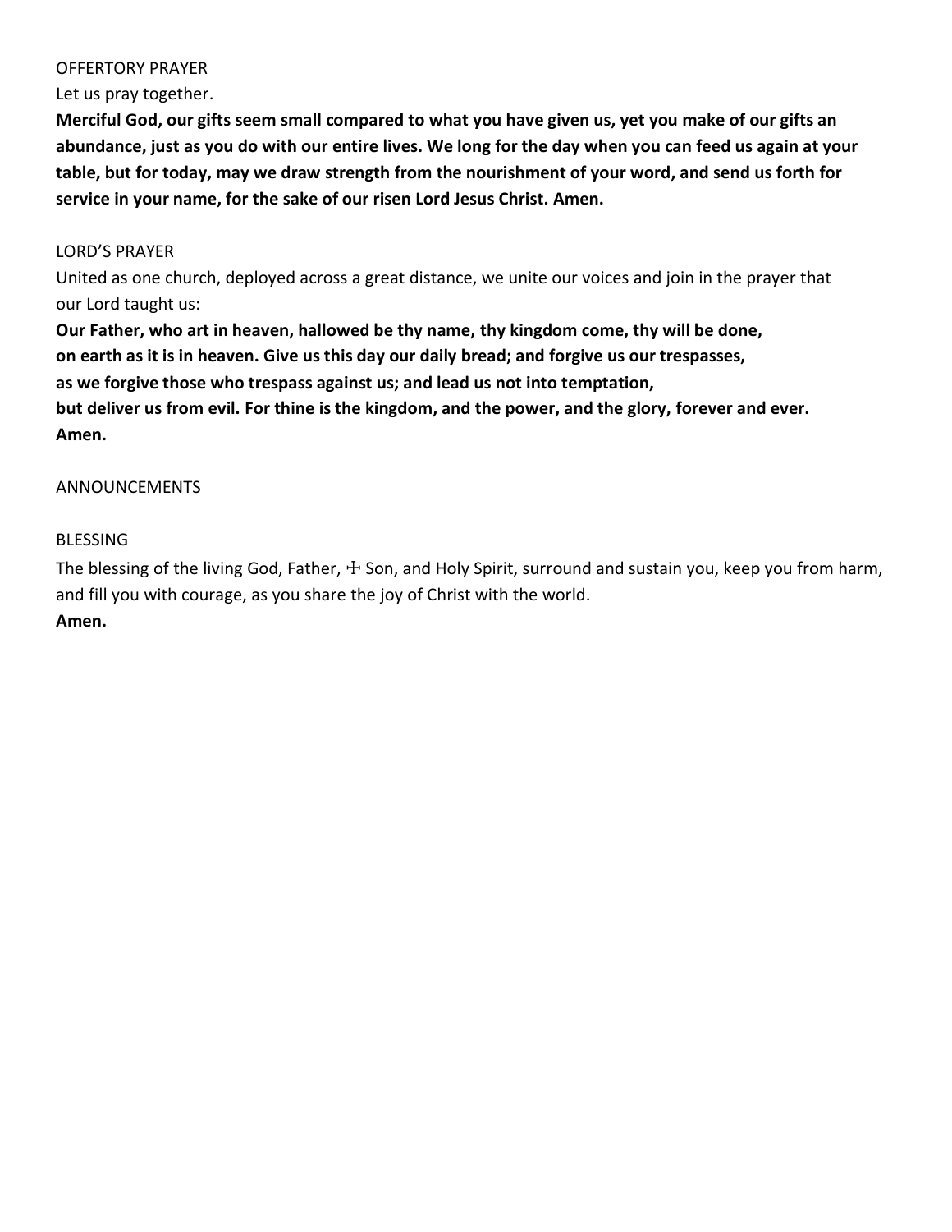OFFERTORY PRAYER

Let us pray together.

**Merciful God, our gifts seem small compared to what you have given us, yet you make of our gifts an abundance, just as you do with our entire lives. We long for the day when you can feed us again at your table, but for today, may we draw strength from the nourishment of your word, and send us forth for service in your name, for the sake of our risen Lord Jesus Christ. Amen.**

LORD'S PRAYER

United as one church, deployed across a great distance, we unite our voices and join in the prayer that our Lord taught us:

**Our Father, who art in heaven, hallowed be thy name, thy kingdom come, thy will be done,**
**on earth as it is in heaven. Give us this day our daily bread; and forgive us our trespasses,**
**as we forgive those who trespass against us; and lead us not into temptation,**
**but deliver us from evil. For thine is the kingdom, and the power, and the glory, forever and ever.**
**Amen.**

ANNOUNCEMENTS

BLESSING

The blessing of the living God, Father, ☩ Son, and Holy Spirit, surround and sustain you, keep you from harm, and fill you with courage, as you share the joy of Christ with the world.

**Amen.**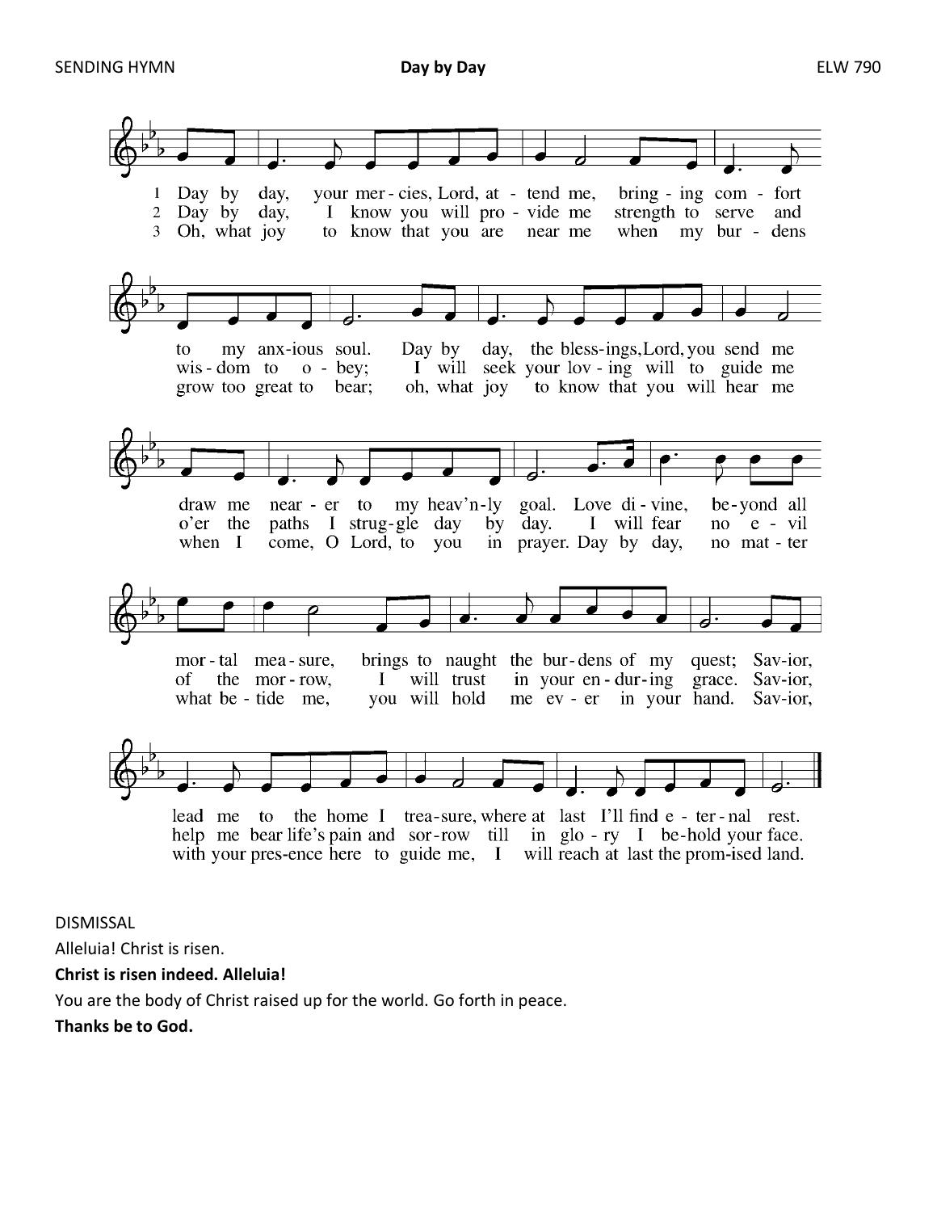SENDING HYMN **Day by Day** ELW 790

1 Day by day, your mercies, Lord, attend me, bringing comfort to my anxious soul. Day by day, the blessings, Lord, you send me draw me nearer to my heav'nly goal. Love divine, beyond all mortal measure, brings to naught the burdens of my quest; Savior, lead me to the home I treasure, where at last I'll find eternal rest.

2 Day by day, I know you will provide me strength to serve and wisdom to obey; I will seek your loving will to guide me o'er the paths I struggle day by day. I will fear no evil of the morrow, I will trust in your enduring grace. Savior, help me bear life's pain and sorrow till in glory I behold your face.

3 Oh, what joy to know that you are near me when my burdens grow too great to bear; oh, what joy to know that you will hear me when I come, O Lord, to you in prayer. Day by day, no matter what betide me, you will hold me ever in your hand. Savior, with your presence here to guide me, I will reach at last the promised land.

DISMISSAL

Alleluia! Christ is risen.

**Christ is risen indeed. Alleluia!**

You are the body of Christ raised up for the world. Go forth in peace.

**Thanks be to God.**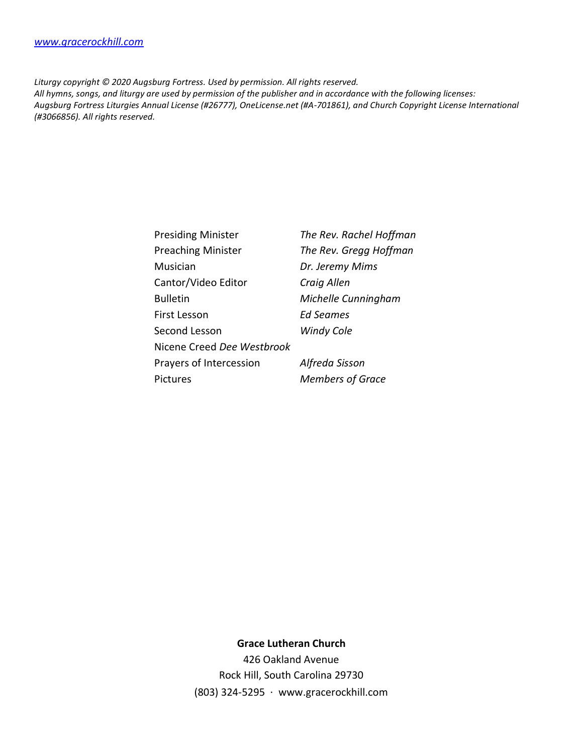[www.gracerockhill.com](www.gracerockhill.com)

*Liturgy copyright © 2020 Augsburg Fortress. Used by permission. All rights reserved.*
*All hymns, songs, and liturgy are used by permission of the publisher and in accordance with the following licenses: Augsburg Fortress Liturgies Annual License (#26777), OneLicense.net (#A-701861), and Church Copyright License International (#3066856). All rights reserved.*

| | |
|---|---|
| Presiding Minister | *The Rev. Rachel Hoffman* |
| Preaching Minister | *The Rev. Gregg Hoffman* |
| Musician | *Dr. Jeremy Mims* |
| Cantor/Video Editor | *Craig Allen* |
| Bulletin | *Michelle Cunningham* |
| First Lesson | *Ed Seames* |
| Second Lesson | *Windy Cole* |
| Nicene Creed *Dee Westbrook* | |
| Prayers of Intercession | *Alfreda Sisson* |
| Pictures | *Members of Grace* |

**Grace Lutheran Church**

426 Oakland Avenue
Rock Hill, South Carolina 29730
(803) 324-5295 · www.gracerockhill.com